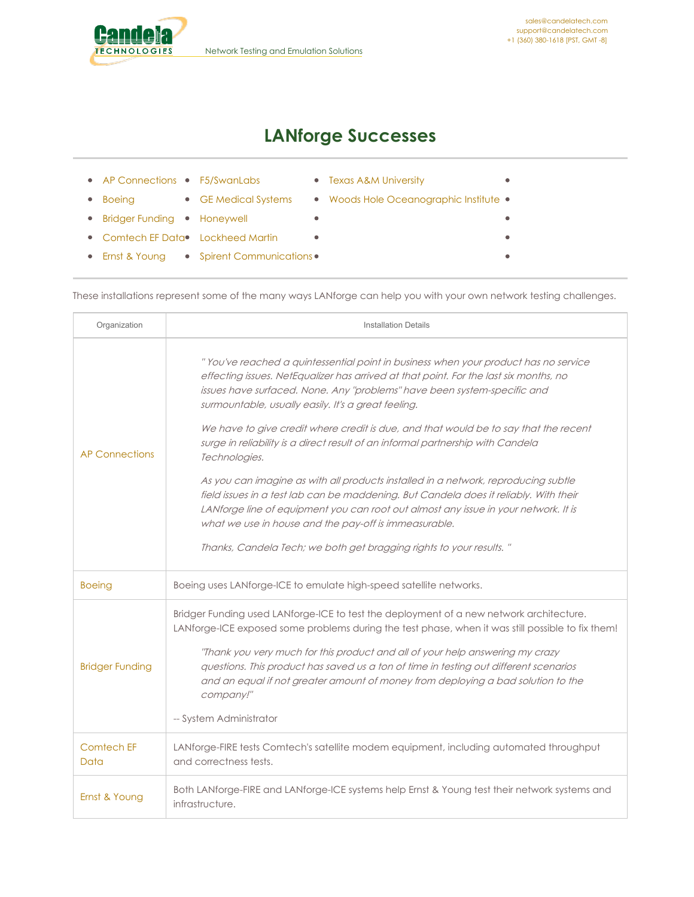Candela Technologies — Network Testing and Emulation Solutions

sales@candelatech.com
support@candelatech.com
+1 (360) 380-1618 [PST, GMT -8]

# LANforge Successes

- AP Connections
- Boeing
- Bridger Funding
- Comtech EF Data
- Ernst & Young
- F5/SwanLabs
- GE Medical Systems
- Honeywell
- Lockheed Martin
- Spirent Communications
- Texas A&M University
- Woods Hole Oceanographic Institute

These installations represent some of the many ways LANforge can help you with your own network testing challenges.

| Organization | Installation Details |
|---|---|
| AP Connections | *" You've reached a quintessential point in business when your product has no service effecting issues. NetEqualizer has arrived at that point. For the last six months, no issues have surfaced. None. Any "problems" have been system-specific and surmountable, usually easily. It's a great feeling.*<br><br>*We have to give credit where credit is due, and that would be to say that the recent surge in reliability is a direct result of an informal partnership with Candela Technologies.*<br><br>*As you can imagine as with all products installed in a network, reproducing subtle field issues in a test lab can be maddening. But Candela does it reliably. With their LANforge line of equipment you can root out almost any issue in your network. It is what we use in house and the pay-off is immeasurable.*<br><br>*Thanks, Candela Tech; we both get bragging rights to your results. "* |
| Boeing | Boeing uses LANforge-ICE to emulate high-speed satellite networks. |
| Bridger Funding | Bridger Funding used LANforge-ICE to test the deployment of a new network architecture. LANforge-ICE exposed some problems during the test phase, when it was still possible to fix them!<br><br>*"Thank you very much for this product and all of your help answering my crazy questions. This product has saved us a ton of time in testing out different scenarios and an equal if not greater amount of money from deploying a bad solution to the company!"*<br><br>-- System Administrator |
| Comtech EF Data | LANforge-FIRE tests Comtech's satellite modem equipment, including automated throughput and correctness tests. |
| Ernst & Young | Both LANforge-FIRE and LANforge-ICE systems help Ernst & Young test their network systems and infrastructure. |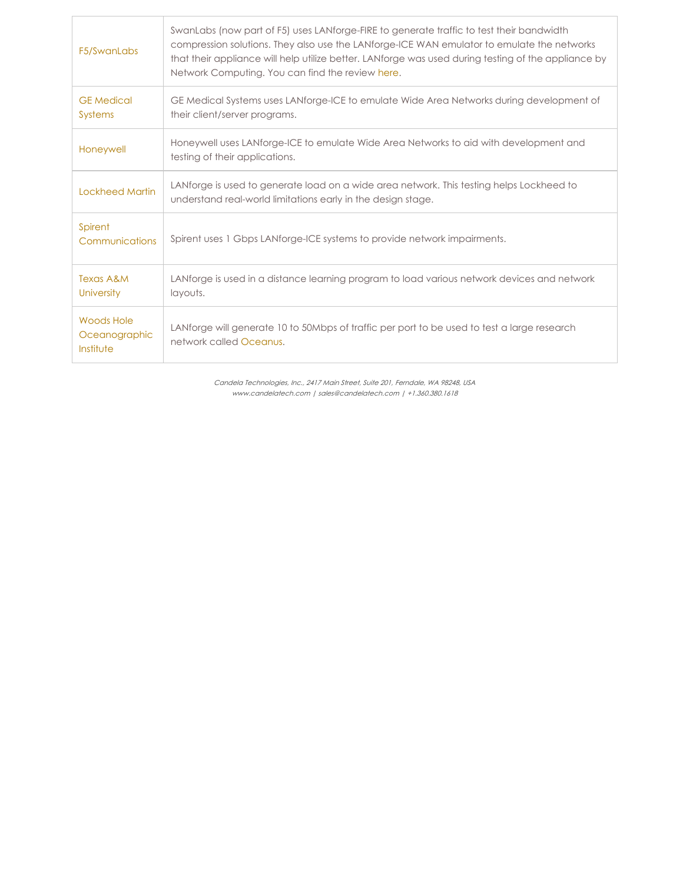| | |
|---|---|
| F5/SwanLabs | SwanLabs (now part of F5) uses LANforge-FIRE to generate traffic to test their bandwidth compression solutions. They also use the LANforge-ICE WAN emulator to emulate the networks that their appliance will help utilize better. LANforge was used during testing of the appliance by Network Computing. You can find the review here. |
| GE Medical Systems | GE Medical Systems uses LANforge-ICE to emulate Wide Area Networks during development of their client/server programs. |
| Honeywell | Honeywell uses LANforge-ICE to emulate Wide Area Networks to aid with development and testing of their applications. |
| Lockheed Martin | LANforge is used to generate load on a wide area network. This testing helps Lockheed to understand real-world limitations early in the design stage. |
| Spirent Communications | Spirent uses 1 Gbps LANforge-ICE systems to provide network impairments. |
| Texas A&M University | LANforge is used in a distance learning program to load various network devices and network layouts. |
| Woods Hole Oceanographic Institute | LANforge will generate 10 to 50Mbps of traffic per port to be used to test a large research network called Oceanus. |

*Candela Technologies, Inc., 2417 Main Street, Suite 201, Ferndale, WA 98248, USA*
*www.candelatech.com | sales@candelatech.com | +1.360.380.1618*